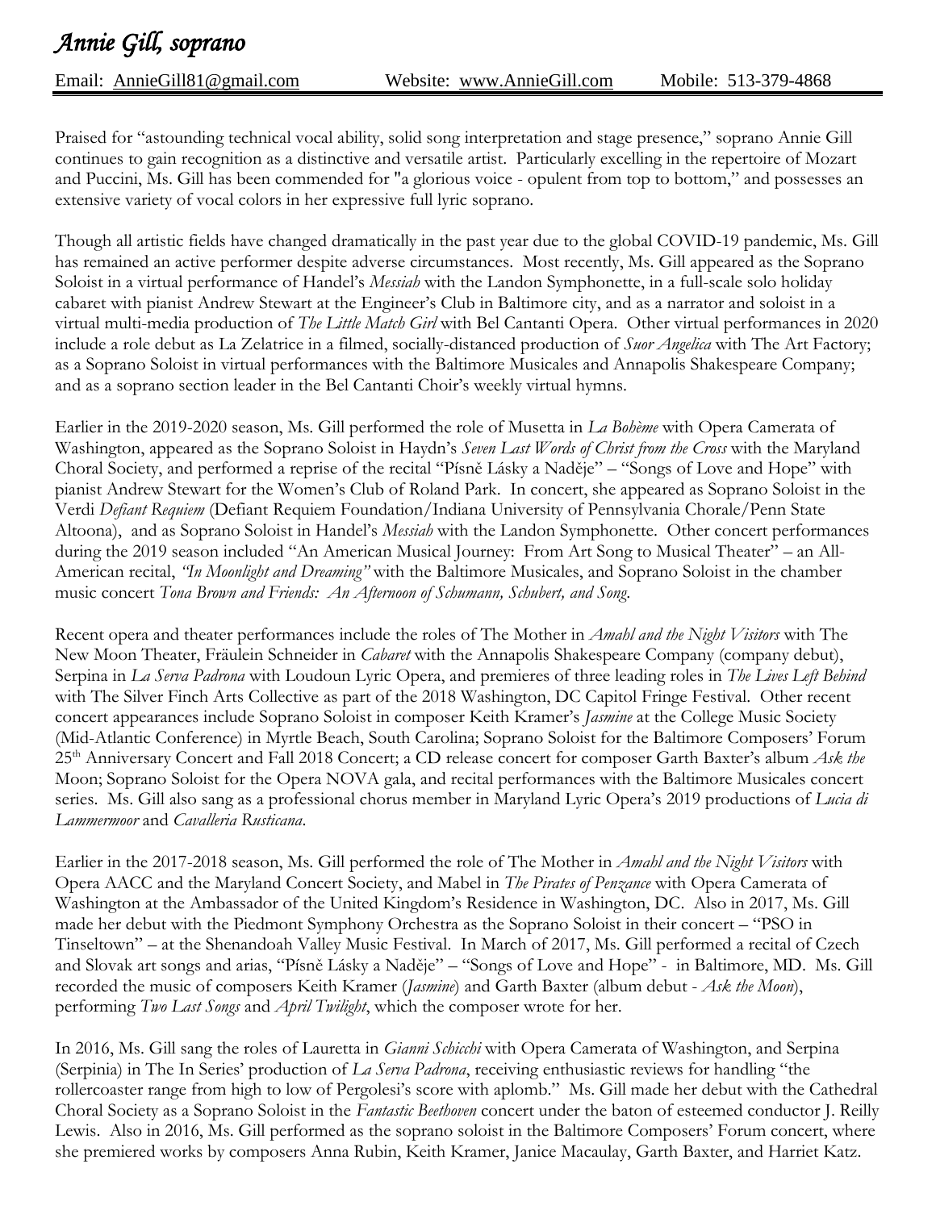# *Annie Gill, soprano*

Email: AnnieGill81@gmail.com Website: www.AnnieGill.com Mobile: 513-379-4868

Praised for "astounding technical vocal ability, solid song interpretation and stage presence," soprano Annie Gill continues to gain recognition as a distinctive and versatile artist. Particularly excelling in the repertoire of Mozart and Puccini, Ms. Gill has been commended for "a glorious voice - opulent from top to bottom," and possesses an extensive variety of vocal colors in her expressive full lyric soprano.

Though all artistic fields have changed dramatically in the past year due to the global COVID-19 pandemic, Ms. Gill has remained an active performer despite adverse circumstances. Most recently, Ms. Gill appeared as the Soprano Soloist in a virtual performance of Handel's *Messiah* with the Landon Symphonette, in a full-scale solo holiday cabaret with pianist Andrew Stewart at the Engineer's Club in Baltimore city, and as a narrator and soloist in a virtual multi-media production of *The Little Match Girl* with Bel Cantanti Opera. Other virtual performances in 2020 include a role debut as La Zelatrice in a filmed, socially-distanced production of *Suor Angelica* with The Art Factory; as a Soprano Soloist in virtual performances with the Baltimore Musicales and Annapolis Shakespeare Company; and as a soprano section leader in the Bel Cantanti Choir's weekly virtual hymns.

Earlier in the 2019-2020 season, Ms. Gill performed the role of Musetta in *La Bohème* with Opera Camerata of Washington, appeared as the Soprano Soloist in Haydn's *Seven Last Words of Christ from the Cross* with the Maryland Choral Society, and performed a reprise of the recital "Písně Lásky a Naděje" – "Songs of Love and Hope" with pianist Andrew Stewart for the Women's Club of Roland Park. In concert, she appeared as Soprano Soloist in the Verdi *Defiant Requiem* (Defiant Requiem Foundation/Indiana University of Pennsylvania Chorale/Penn State Altoona), and as Soprano Soloist in Handel's *Messiah* with the Landon Symphonette. Other concert performances during the 2019 season included "An American Musical Journey: From Art Song to Musical Theater" – an All-American recital, *"In Moonlight and Dreaming"* with the Baltimore Musicales, and Soprano Soloist in the chamber music concert *Tona Brown and Friends: An Afternoon of Schumann, Schubert, and Song*.

Recent opera and theater performances include the roles of The Mother in *Amahl and the Night Visitors* with The New Moon Theater, Fräulein Schneider in *Cabaret* with the Annapolis Shakespeare Company (company debut), Serpina in *La Serva Padrona* with Loudoun Lyric Opera, and premieres of three leading roles in *The Lives Left Behind* with The Silver Finch Arts Collective as part of the 2018 Washington, DC Capitol Fringe Festival. Other recent concert appearances include Soprano Soloist in composer Keith Kramer's *Jasmine* at the College Music Society (Mid-Atlantic Conference) in Myrtle Beach, South Carolina; Soprano Soloist for the Baltimore Composers' Forum 25th Anniversary Concert and Fall 2018 Concert; a CD release concert for composer Garth Baxter's album *Ask the* Moon; Soprano Soloist for the Opera NOVA gala, and recital performances with the Baltimore Musicales concert series. Ms. Gill also sang as a professional chorus member in Maryland Lyric Opera's 2019 productions of *Lucia di Lammermoor* and *Cavalleria Rusticana*.

Earlier in the 2017-2018 season, Ms. Gill performed the role of The Mother in *Amahl and the Night Visitors* with Opera AACC and the Maryland Concert Society, and Mabel in *The Pirates of Penzance* with Opera Camerata of Washington at the Ambassador of the United Kingdom's Residence in Washington, DC. Also in 2017, Ms. Gill made her debut with the Piedmont Symphony Orchestra as the Soprano Soloist in their concert – "PSO in Tinseltown" – at the Shenandoah Valley Music Festival. In March of 2017, Ms. Gill performed a recital of Czech and Slovak art songs and arias, "Písně Lásky a Naděje" – "Songs of Love and Hope" - in Baltimore, MD. Ms. Gill recorded the music of composers Keith Kramer (*Jasmine*) and Garth Baxter (album debut - *Ask the Moon*), performing *Two Last Songs* and *April Twilight*, which the composer wrote for her.

In 2016, Ms. Gill sang the roles of Lauretta in *Gianni Schicchi* with Opera Camerata of Washington, and Serpina (Serpinia) in The In Series' production of *La Serva Padrona*, receiving enthusiastic reviews for handling "the rollercoaster range from high to low of Pergolesi's score with aplomb." Ms. Gill made her debut with the Cathedral Choral Society as a Soprano Soloist in the *Fantastic Beethoven* concert under the baton of esteemed conductor J. Reilly Lewis. Also in 2016, Ms. Gill performed as the soprano soloist in the Baltimore Composers' Forum concert, where she premiered works by composers Anna Rubin, Keith Kramer, Janice Macaulay, Garth Baxter, and Harriet Katz.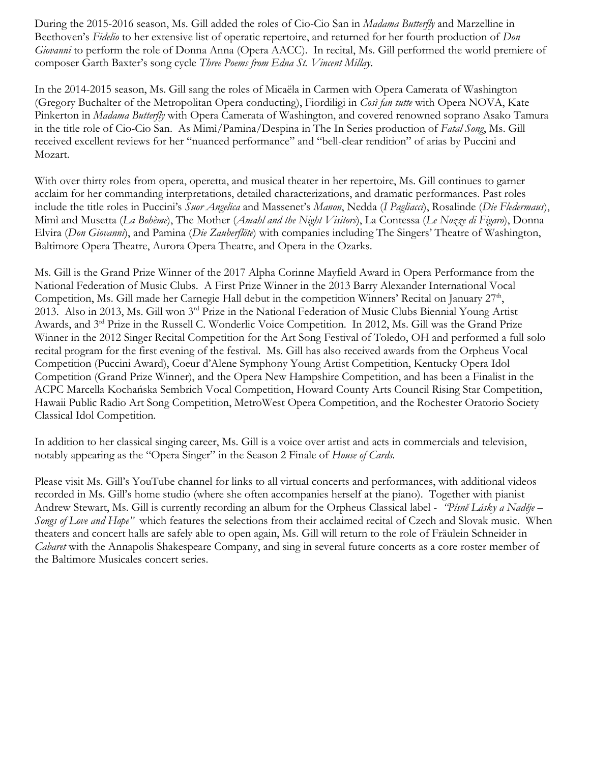During the 2015-2016 season, Ms. Gill added the roles of Cio-Cio San in *Madama Butterfly* and Marzelline in Beethoven's *Fidelio* to her extensive list of operatic repertoire, and returned for her fourth production of *Don Giovanni* to perform the role of Donna Anna (Opera AACC). In recital, Ms. Gill performed the world premiere of composer Garth Baxter's song cycle *Three Poems from Edna St. Vincent Millay*.

In the 2014-2015 season, Ms. Gill sang the roles of Micaëla in Carmen with Opera Camerata of Washington (Gregory Buchalter of the Metropolitan Opera conducting), Fiordiligi in *Così fan tutte* with Opera NOVA, Kate Pinkerton in *Madama Butterfly* with Opera Camerata of Washington, and covered renowned soprano Asako Tamura in the title role of Cio-Cio San. As Mimì/Pamina/Despina in The In Series production of *Fatal Song*, Ms. Gill received excellent reviews for her "nuanced performance" and "bell-clear rendition" of arias by Puccini and Mozart.

With over thirty roles from opera, operetta, and musical theater in her repertoire, Ms. Gill continues to garner acclaim for her commanding interpretations, detailed characterizations, and dramatic performances. Past roles include the title roles in Puccini's *Suor Angelica* and Massenet's *Manon*, Nedda (*I Pagliacci*), Rosalinde (*Die Fledermaus*), Mimì and Musetta (*La Bohème*), The Mother (*Amahl and the Night Visitors*), La Contessa (*Le Nozze di Figaro*), Donna Elvira (*Don Giovanni*), and Pamina (*Die Zauberflöte*) with companies including The Singers' Theatre of Washington, Baltimore Opera Theatre, Aurora Opera Theatre, and Opera in the Ozarks.

Ms. Gill is the Grand Prize Winner of the 2017 Alpha Corinne Mayfield Award in Opera Performance from the National Federation of Music Clubs. A First Prize Winner in the 2013 Barry Alexander International Vocal Competition, Ms. Gill made her Carnegie Hall debut in the competition Winners' Recital on January 27th, 2013. Also in 2013, Ms. Gill won 3rd Prize in the National Federation of Music Clubs Biennial Young Artist Awards, and 3rd Prize in the Russell C. Wonderlic Voice Competition. In 2012, Ms. Gill was the Grand Prize Winner in the 2012 Singer Recital Competition for the Art Song Festival of Toledo, OH and performed a full solo recital program for the first evening of the festival. Ms. Gill has also received awards from the Orpheus Vocal Competition (Puccini Award), Coeur d'Alene Symphony Young Artist Competition, Kentucky Opera Idol Competition (Grand Prize Winner), and the Opera New Hampshire Competition, and has been a Finalist in the ACPC Marcella Kochańska Sembrich Vocal Competition, Howard County Arts Council Rising Star Competition, Hawaii Public Radio Art Song Competition, MetroWest Opera Competition, and the Rochester Oratorio Society Classical Idol Competition.

In addition to her classical singing career, Ms. Gill is a voice over artist and acts in commercials and television, notably appearing as the "Opera Singer" in the Season 2 Finale of *House of Cards*.

Please visit Ms. Gill's YouTube channel for links to all virtual concerts and performances, with additional videos recorded in Ms. Gill's home studio (where she often accompanies herself at the piano). Together with pianist Andrew Stewart, Ms. Gill is currently recording an album for the Orpheus Classical label - *"Písně Lásky a Naděje – Songs of Love and Hope"* which features the selections from their acclaimed recital of Czech and Slovak music. When theaters and concert halls are safely able to open again, Ms. Gill will return to the role of Fräulein Schneider in *Cabaret* with the Annapolis Shakespeare Company, and sing in several future concerts as a core roster member of the Baltimore Musicales concert series.